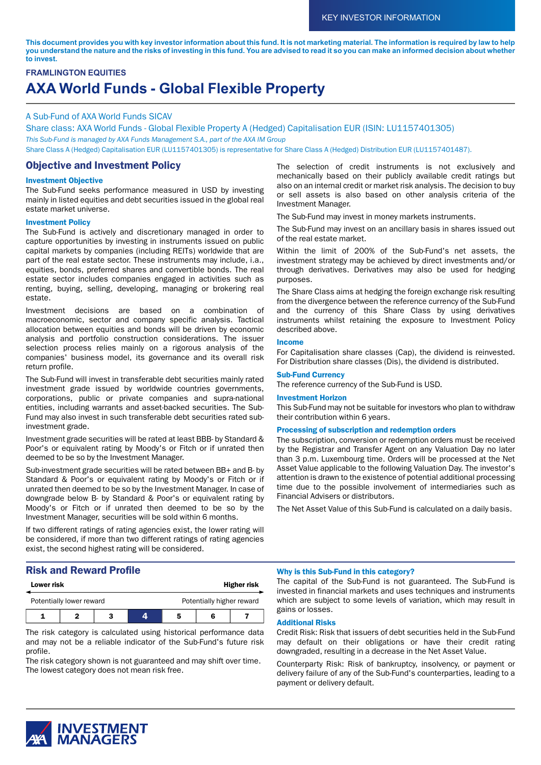KEY INVESTOR INFORMATION

**This document provides you with key investor information about this fund. It is not marketing material. The information is required by law to help you understand the nature and the risks of investing in this fund. You are advised to read it so you can make an informed decision about whether to invest.**

**FRAMLINGTON EQUITIES**

# AXA World Funds - Global Flexible Property

A Sub-Fund of AXA World Funds SICAV

Share class: AXA World Funds - Global Flexible Property A (Hedged) Capitalisation EUR (ISIN: LU1157401305)

*This Sub-Fund is managed by AXA Funds Management S.A., part of the AXA IM Group*

Share Class A (Hedged) Capitalisation EUR (LU1157401305) is representative for Share Class A (Hedged) Distribution EUR (LU1157401487).

## Objective and Investment Policy

### Investment Objective

The Sub-Fund seeks performance measured in USD by investing mainly in listed equities and debt securities issued in the global real estate market universe.

### Investment Policy

The Sub-Fund is actively and discretionary managed in order to capture opportunities by investing in instruments issued on public capital markets by companies (including REITs) worldwide that are part of the real estate sector. These instruments may include, i.a., equities, bonds, preferred shares and convertible bonds. The real estate sector includes companies engaged in activities such as renting, buying, selling, developing, managing or brokering real estate.

Investment decisions are based on a combination of macroeconomic, sector and company specific analysis. Tactical allocation between equities and bonds will be driven by economic analysis and portfolio construction considerations. The issuer selection process relies mainly on a rigorous analysis of the companies' business model, its governance and its overall risk return profile.

The Sub-Fund will invest in transferable debt securities mainly rated investment grade issued by worldwide countries governments, corporations, public or private companies and supra-national entities, including warrants and asset-backed securities. The Sub-Fund may also invest in such transferable debt securities rated sub-investment grade.

Investment grade securities will be rated at least BBB- by Standard & Poor's or equivalent rating by Moody's or Fitch or if unrated then deemed to be so by the Investment Manager.

Sub-investment grade securities will be rated between BB+ and B- by Standard & Poor's or equivalent rating by Moody's or Fitch or if unrated then deemed to be so by the Investment Manager. In case of downgrade below B- by Standard & Poor's or equivalent rating by Moody's or Fitch or if unrated then deemed to be so by the Investment Manager, securities will be sold within 6 months.

If two different ratings of rating agencies exist, the lower rating will be considered, if more than two different ratings of rating agencies exist, the second highest rating will be considered.

The selection of credit instruments is not exclusively and mechanically based on their publicly available credit ratings but also on an internal credit or market risk analysis. The decision to buy or sell assets is also based on other analysis criteria of the Investment Manager.

The Sub-Fund may invest in money markets instruments.

The Sub-Fund may invest on an ancillary basis in shares issued out of the real estate market.

Within the limit of 200% of the Sub-Fund's net assets, the investment strategy may be achieved by direct investments and/or through derivatives. Derivatives may also be used for hedging purposes.

The Share Class aims at hedging the foreign exchange risk resulting from the divergence between the reference currency of the Sub-Fund and the currency of this Share Class by using derivatives instruments whilst retaining the exposure to Investment Policy described above.

### Income

For Capitalisation share classes (Cap), the dividend is reinvested. For Distribution share classes (Dis), the dividend is distributed.

### Sub-Fund Currency

The reference currency of the Sub-Fund is USD.

### Investment Horizon

This Sub-Fund may not be suitable for investors who plan to withdraw their contribution within 6 years.

### Processing of subscription and redemption orders

The subscription, conversion or redemption orders must be received by the Registrar and Transfer Agent on any Valuation Day no later than 3 p.m. Luxembourg time. Orders will be processed at the Net Asset Value applicable to the following Valuation Day. The investor's attention is drawn to the existence of potential additional processing time due to the possible involvement of intermediaries such as Financial Advisers or distributors.

The Net Asset Value of this Sub-Fund is calculated on a daily basis.

## Risk and Reward Profile

| Lower risk | | | | | | Higher risk |
|---|---|---|---|---|---|---|
| Potentially lower reward | | | | | | Potentially higher reward |
| 1 | 2 | 3 | **4** | 5 | 6 | 7 |

The risk category is calculated using historical performance data and may not be a reliable indicator of the Sub-Fund's future risk profile.

The risk category shown is not guaranteed and may shift over time.

The lowest category does not mean risk free.

### Why is this Sub-Fund in this category?

The capital of the Sub-Fund is not guaranteed. The Sub-Fund is invested in financial markets and uses techniques and instruments which are subject to some levels of variation, which may result in gains or losses.

### Additional Risks

Credit Risk: Risk that issuers of debt securities held in the Sub-Fund may default on their obligations or have their credit rating downgraded, resulting in a decrease in the Net Asset Value.

Counterparty Risk: Risk of bankruptcy, insolvency, or payment or delivery failure of any of the Sub-Fund's counterparties, leading to a payment or delivery default.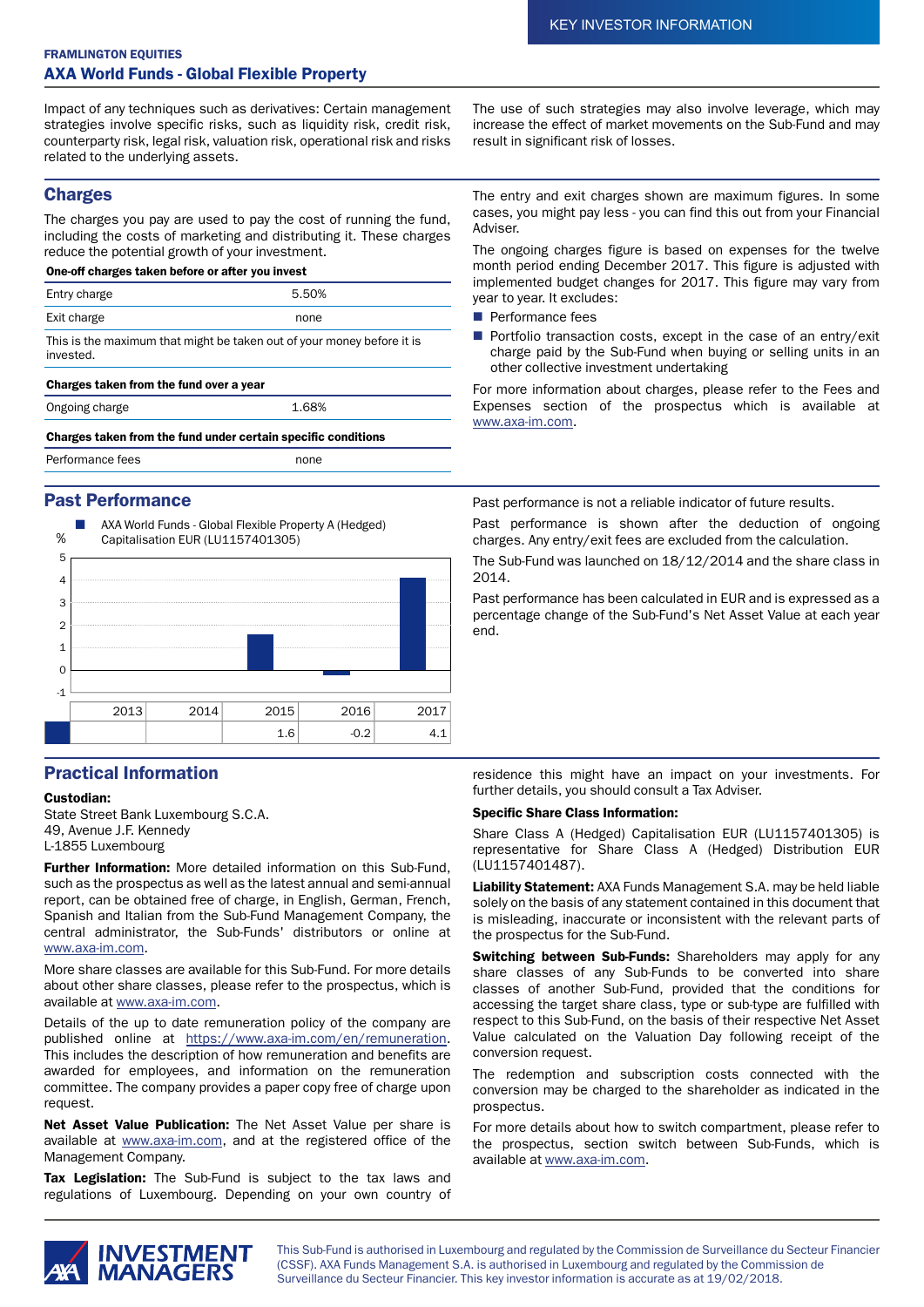KEY INVESTOR INFORMATION

**FRAMLINGTON EQUITIES**

**AXA World Funds - Global Flexible Property**

Impact of any techniques such as derivatives: Certain management strategies involve specific risks, such as liquidity risk, credit risk, counterparty risk, legal risk, valuation risk, operational risk and risks related to the underlying assets.

The use of such strategies may also involve leverage, which may increase the effect of market movements on the Sub-Fund and may result in significant risk of losses.

## Charges

The charges you pay are used to pay the cost of running the fund, including the costs of marketing and distributing it. These charges reduce the potential growth of your investment.

| One-off charges taken before or after you invest | |
|---|---|
| Entry charge | 5.50% |
| Exit charge | none |
| This is the maximum that might be taken out of your money before it is invested. | |
| **Charges taken from the fund over a year** | |
| Ongoing charge | 1.68% |
| **Charges taken from the fund under certain specific conditions** | |
| Performance fees | none |

The entry and exit charges shown are maximum figures. In some cases, you might pay less - you can find this out from your Financial Adviser.

The ongoing charges figure is based on expenses for the twelve month period ending December 2017. This figure is adjusted with implemented budget changes for 2017. This figure may vary from year to year. It excludes:

- Performance fees
- Portfolio transaction costs, except in the case of an entry/exit charge paid by the Sub-Fund when buying or selling units in an other collective investment undertaking

For more information about charges, please refer to the Fees and Expenses section of the prospectus which is available at www.axa-im.com.

## Past Performance

AXA World Funds - Global Flexible Property A (Hedged) Capitalisation EUR (LU1157401305)

%

5
4
3
2
1
0
-1

2013 2014 2015 2016 2017

1.6 -0.2 4.1

Past performance is not a reliable indicator of future results.

Past performance is shown after the deduction of ongoing charges. Any entry/exit fees are excluded from the calculation.

The Sub-Fund was launched on 18/12/2014 and the share class in 2014.

Past performance has been calculated in EUR and is expressed as a percentage change of the Sub-Fund's Net Asset Value at each year end.

## Practical Information

**Custodian:**
State Street Bank Luxembourg S.C.A.
49, Avenue J.F. Kennedy
L-1855 Luxembourg

**Further Information:** More detailed information on this Sub-Fund, such as the prospectus as well as the latest annual and semi-annual report, can be obtained free of charge, in English, German, French, Spanish and Italian from the Sub-Fund Management Company, the central administrator, the Sub-Funds' distributors or online at www.axa-im.com.

More share classes are available for this Sub-Fund. For more details about other share classes, please refer to the prospectus, which is available at www.axa-im.com.

Details of the up to date remuneration policy of the company are published online at https://www.axa-im.com/en/remuneration. This includes the description of how remuneration and benefits are awarded for employees, and information on the remuneration committee. The company provides a paper copy free of charge upon request.

**Net Asset Value Publication:** The Net Asset Value per share is available at www.axa-im.com, and at the registered office of the Management Company.

**Tax Legislation:** The Sub-Fund is subject to the tax laws and regulations of Luxembourg. Depending on your own country of residence this might have an impact on your investments. For further details, you should consult a Tax Adviser.

**Specific Share Class Information:**

Share Class A (Hedged) Capitalisation EUR (LU1157401305) is representative for Share Class A (Hedged) Distribution EUR (LU1157401487).

**Liability Statement:** AXA Funds Management S.A. may be held liable solely on the basis of any statement contained in this document that is misleading, inaccurate or inconsistent with the relevant parts of the prospectus for the Sub-Fund.

**Switching between Sub-Funds:** Shareholders may apply for any share classes of any Sub-Funds to be converted into share classes of another Sub-Fund, provided that the conditions for accessing the target share class, type or sub-type are fulfilled with respect to this Sub-Fund, on the basis of their respective Net Asset Value calculated on the Valuation Day following receipt of the conversion request.

The redemption and subscription costs connected with the conversion may be charged to the shareholder as indicated in the prospectus.

For more details about how to switch compartment, please refer to the prospectus, section switch between Sub-Funds, which is available at www.axa-im.com.

AXA INVESTMENT MANAGERS

This Sub-Fund is authorised in Luxembourg and regulated by the Commission de Surveillance du Secteur Financier (CSSF). AXA Funds Management S.A. is authorised in Luxembourg and regulated by the Commission de Surveillance du Secteur Financier. This key investor information is accurate as at 19/02/2018.